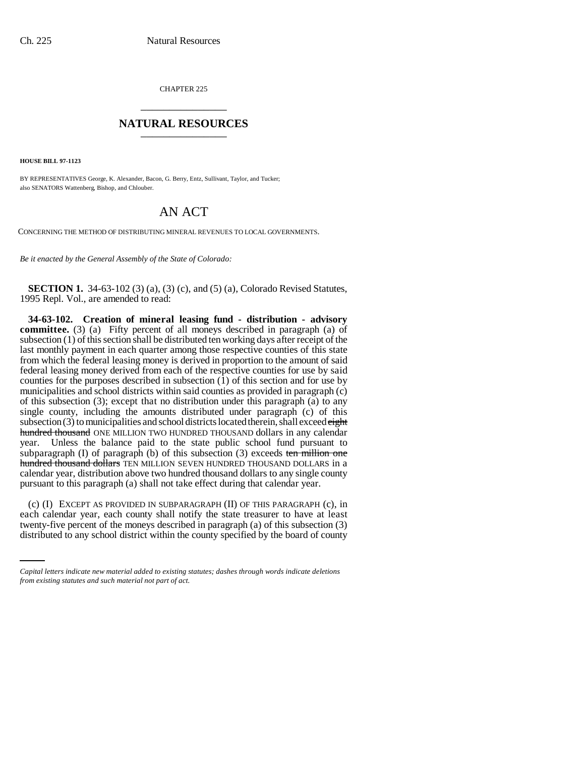CHAPTER 225

## NATURAL RESOURCES

**HOUSE BILL 97-1123**

BY REPRESENTATIVES George, K. Alexander, Bacon, G. Berry, Entz, Sullivant, Taylor, and Tucker; also SENATORS Wattenberg, Bishop, and Chlouber.

# AN ACT

CONCERNING THE METHOD OF DISTRIBUTING MINERAL REVENUES TO LOCAL GOVERNMENTS.

*Be it enacted by the General Assembly of the State of Colorado:*

**SECTION 1.** 34-63-102 (3) (a), (3) (c), and (5) (a), Colorado Revised Statutes, 1995 Repl. Vol., are amended to read:

**34-63-102. Creation of mineral leasing fund - distribution - advisory committee.** (3) (a) Fifty percent of all moneys described in paragraph (a) of subsection (1) of this section shall be distributed ten working days after receipt of the last monthly payment in each quarter among those respective counties of this state from which the federal leasing money is derived in proportion to the amount of said federal leasing money derived from each of the respective counties for use by said counties for the purposes described in subsection (1) of this section and for use by municipalities and school districts within said counties as provided in paragraph (c) of this subsection (3); except that no distribution under this paragraph (a) to any single county, including the amounts distributed under paragraph (c) of this subsection (3) to municipalities and school districts located therein, shall exceed ~~eight hundred thousand~~ ONE MILLION TWO HUNDRED THOUSAND dollars in any calendar year. Unless the balance paid to the state public school fund pursuant to subparagraph (I) of paragraph (b) of this subsection (3) exceeds ~~ten million one hundred thousand dollars~~ TEN MILLION SEVEN HUNDRED THOUSAND DOLLARS in a calendar year, distribution above two hundred thousand dollars to any single county pursuant to this paragraph (a) shall not take effect during that calendar year.

(c) (I) EXCEPT AS PROVIDED IN SUBPARAGRAPH (II) OF THIS PARAGRAPH (c), in each calendar year, each county shall notify the state treasurer to have at least twenty-five percent of the moneys described in paragraph (a) of this subsection (3) distributed to any school district within the county specified by the board of county

*Capital letters indicate new material added to existing statutes; dashes through words indicate deletions from existing statutes and such material not part of act.*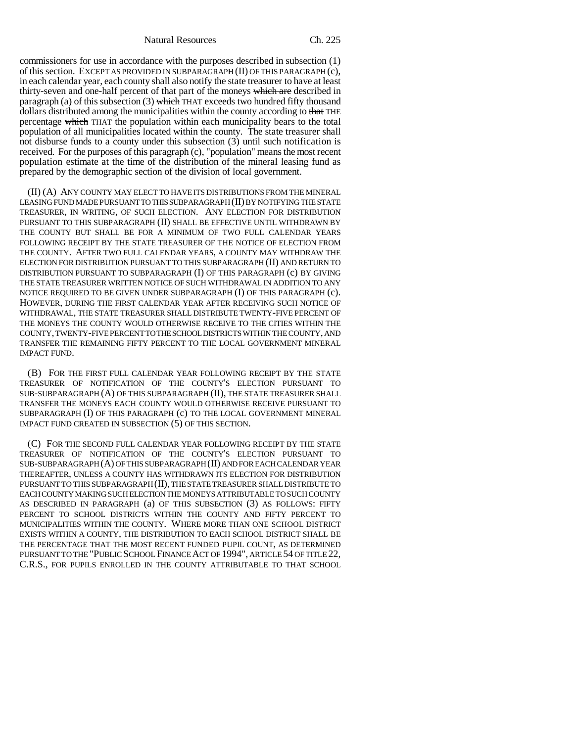commissioners for use in accordance with the purposes described in subsection (1) of this section. EXCEPT AS PROVIDED IN SUBPARAGRAPH (II) OF THIS PARAGRAPH (c), in each calendar year, each county shall also notify the state treasurer to have at least thirty-seven and one-half percent of that part of the moneys ~~which are~~ described in paragraph (a) of this subsection (3) ~~which~~ THAT exceeds two hundred fifty thousand dollars distributed among the municipalities within the county according to ~~that~~ THE percentage ~~which~~ THAT the population within each municipality bears to the total population of all municipalities located within the county. The state treasurer shall not disburse funds to a county under this subsection (3) until such notification is received. For the purposes of this paragraph (c), "population" means the most recent population estimate at the time of the distribution of the mineral leasing fund as prepared by the demographic section of the division of local government.

(II) (A) ANY COUNTY MAY ELECT TO HAVE ITS DISTRIBUTIONS FROM THE MINERAL LEASING FUND MADE PURSUANT TO THIS SUBPARAGRAPH (II) BY NOTIFYING THE STATE TREASURER, IN WRITING, OF SUCH ELECTION. ANY ELECTION FOR DISTRIBUTION PURSUANT TO THIS SUBPARAGRAPH (II) SHALL BE EFFECTIVE UNTIL WITHDRAWN BY THE COUNTY BUT SHALL BE FOR A MINIMUM OF TWO FULL CALENDAR YEARS FOLLOWING RECEIPT BY THE STATE TREASURER OF THE NOTICE OF ELECTION FROM THE COUNTY. AFTER TWO FULL CALENDAR YEARS, A COUNTY MAY WITHDRAW THE ELECTION FOR DISTRIBUTION PURSUANT TO THIS SUBPARAGRAPH (II) AND RETURN TO DISTRIBUTION PURSUANT TO SUBPARAGRAPH (I) OF THIS PARAGRAPH (c) BY GIVING THE STATE TREASURER WRITTEN NOTICE OF SUCH WITHDRAWAL IN ADDITION TO ANY NOTICE REQUIRED TO BE GIVEN UNDER SUBPARAGRAPH (I) OF THIS PARAGRAPH (c). HOWEVER, DURING THE FIRST CALENDAR YEAR AFTER RECEIVING SUCH NOTICE OF WITHDRAWAL, THE STATE TREASURER SHALL DISTRIBUTE TWENTY-FIVE PERCENT OF THE MONEYS THE COUNTY WOULD OTHERWISE RECEIVE TO THE CITIES WITHIN THE COUNTY, TWENTY-FIVE PERCENT TO THE SCHOOL DISTRICTS WITHIN THE COUNTY, AND TRANSFER THE REMAINING FIFTY PERCENT TO THE LOCAL GOVERNMENT MINERAL IMPACT FUND.

(B) FOR THE FIRST FULL CALENDAR YEAR FOLLOWING RECEIPT BY THE STATE TREASURER OF NOTIFICATION OF THE COUNTY'S ELECTION PURSUANT TO SUB-SUBPARAGRAPH (A) OF THIS SUBPARAGRAPH (II), THE STATE TREASURER SHALL TRANSFER THE MONEYS EACH COUNTY WOULD OTHERWISE RECEIVE PURSUANT TO SUBPARAGRAPH (I) OF THIS PARAGRAPH (c) TO THE LOCAL GOVERNMENT MINERAL IMPACT FUND CREATED IN SUBSECTION (5) OF THIS SECTION.

(C) FOR THE SECOND FULL CALENDAR YEAR FOLLOWING RECEIPT BY THE STATE TREASURER OF NOTIFICATION OF THE COUNTY'S ELECTION PURSUANT TO SUB-SUBPARAGRAPH (A) OF THIS SUBPARAGRAPH (II) AND FOR EACH CALENDAR YEAR THEREAFTER, UNLESS A COUNTY HAS WITHDRAWN ITS ELECTION FOR DISTRIBUTION PURSUANT TO THIS SUBPARAGRAPH (II), THE STATE TREASURER SHALL DISTRIBUTE TO EACH COUNTY MAKING SUCH ELECTION THE MONEYS ATTRIBUTABLE TO SUCH COUNTY AS DESCRIBED IN PARAGRAPH (a) OF THIS SUBSECTION (3) AS FOLLOWS: FIFTY PERCENT TO SCHOOL DISTRICTS WITHIN THE COUNTY AND FIFTY PERCENT TO MUNICIPALITIES WITHIN THE COUNTY. WHERE MORE THAN ONE SCHOOL DISTRICT EXISTS WITHIN A COUNTY, THE DISTRIBUTION TO EACH SCHOOL DISTRICT SHALL BE THE PERCENTAGE THAT THE MOST RECENT FUNDED PUPIL COUNT, AS DETERMINED PURSUANT TO THE "PUBLIC SCHOOL FINANCE ACT OF 1994", ARTICLE 54 OF TITLE 22, C.R.S., FOR PUPILS ENROLLED IN THE COUNTY ATTRIBUTABLE TO THAT SCHOOL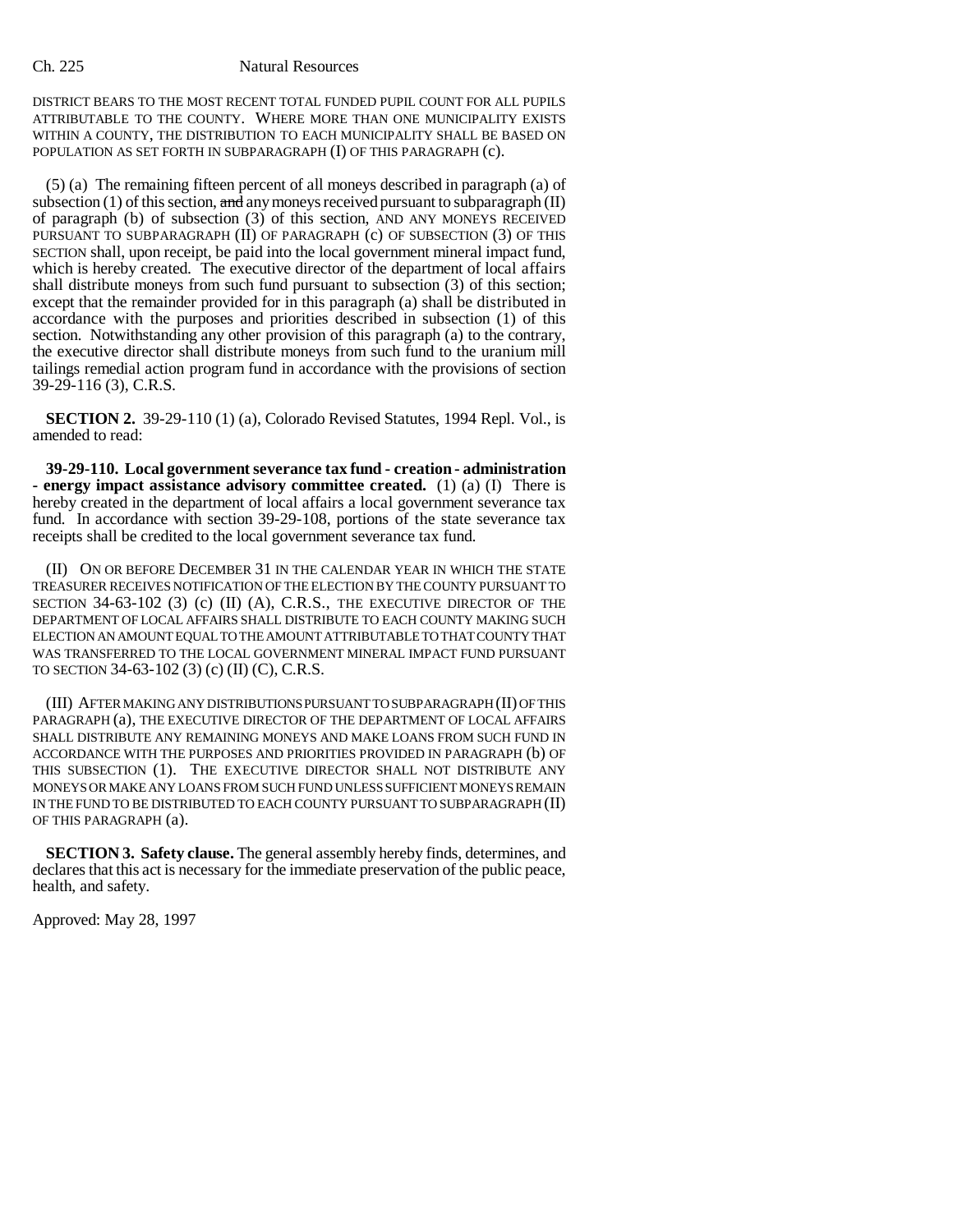DISTRICT BEARS TO THE MOST RECENT TOTAL FUNDED PUPIL COUNT FOR ALL PUPILS ATTRIBUTABLE TO THE COUNTY. WHERE MORE THAN ONE MUNICIPALITY EXISTS WITHIN A COUNTY, THE DISTRIBUTION TO EACH MUNICIPALITY SHALL BE BASED ON POPULATION AS SET FORTH IN SUBPARAGRAPH (I) OF THIS PARAGRAPH (c).

(5) (a) The remaining fifteen percent of all moneys described in paragraph (a) of subsection (1) of this section, ~~and~~ any moneys received pursuant to subparagraph (II) of paragraph (b) of subsection (3) of this section, AND ANY MONEYS RECEIVED PURSUANT TO SUBPARAGRAPH (II) OF PARAGRAPH (c) OF SUBSECTION (3) OF THIS SECTION shall, upon receipt, be paid into the local government mineral impact fund, which is hereby created. The executive director of the department of local affairs shall distribute moneys from such fund pursuant to subsection (3) of this section; except that the remainder provided for in this paragraph (a) shall be distributed in accordance with the purposes and priorities described in subsection (1) of this section. Notwithstanding any other provision of this paragraph (a) to the contrary, the executive director shall distribute moneys from such fund to the uranium mill tailings remedial action program fund in accordance with the provisions of section 39-29-116 (3), C.R.S.

**SECTION 2.** 39-29-110 (1) (a), Colorado Revised Statutes, 1994 Repl. Vol., is amended to read:

**39-29-110. Local government severance tax fund - creation - administration - energy impact assistance advisory committee created.** (1) (a) (I) There is hereby created in the department of local affairs a local government severance tax fund. In accordance with section 39-29-108, portions of the state severance tax receipts shall be credited to the local government severance tax fund.

(II) ON OR BEFORE DECEMBER 31 IN THE CALENDAR YEAR IN WHICH THE STATE TREASURER RECEIVES NOTIFICATION OF THE ELECTION BY THE COUNTY PURSUANT TO SECTION 34-63-102 (3) (c) (II) (A), C.R.S., THE EXECUTIVE DIRECTOR OF THE DEPARTMENT OF LOCAL AFFAIRS SHALL DISTRIBUTE TO EACH COUNTY MAKING SUCH ELECTION AN AMOUNT EQUAL TO THE AMOUNT ATTRIBUTABLE TO THAT COUNTY THAT WAS TRANSFERRED TO THE LOCAL GOVERNMENT MINERAL IMPACT FUND PURSUANT TO SECTION 34-63-102 (3) (c) (II) (C), C.R.S.

(III) AFTER MAKING ANY DISTRIBUTIONS PURSUANT TO SUBPARAGRAPH (II) OF THIS PARAGRAPH (a), THE EXECUTIVE DIRECTOR OF THE DEPARTMENT OF LOCAL AFFAIRS SHALL DISTRIBUTE ANY REMAINING MONEYS AND MAKE LOANS FROM SUCH FUND IN ACCORDANCE WITH THE PURPOSES AND PRIORITIES PROVIDED IN PARAGRAPH (b) OF THIS SUBSECTION (1). THE EXECUTIVE DIRECTOR SHALL NOT DISTRIBUTE ANY MONEYS OR MAKE ANY LOANS FROM SUCH FUND UNLESS SUFFICIENT MONEYS REMAIN IN THE FUND TO BE DISTRIBUTED TO EACH COUNTY PURSUANT TO SUBPARAGRAPH (II) OF THIS PARAGRAPH (a).

**SECTION 3. Safety clause.** The general assembly hereby finds, determines, and declares that this act is necessary for the immediate preservation of the public peace, health, and safety.

Approved: May 28, 1997